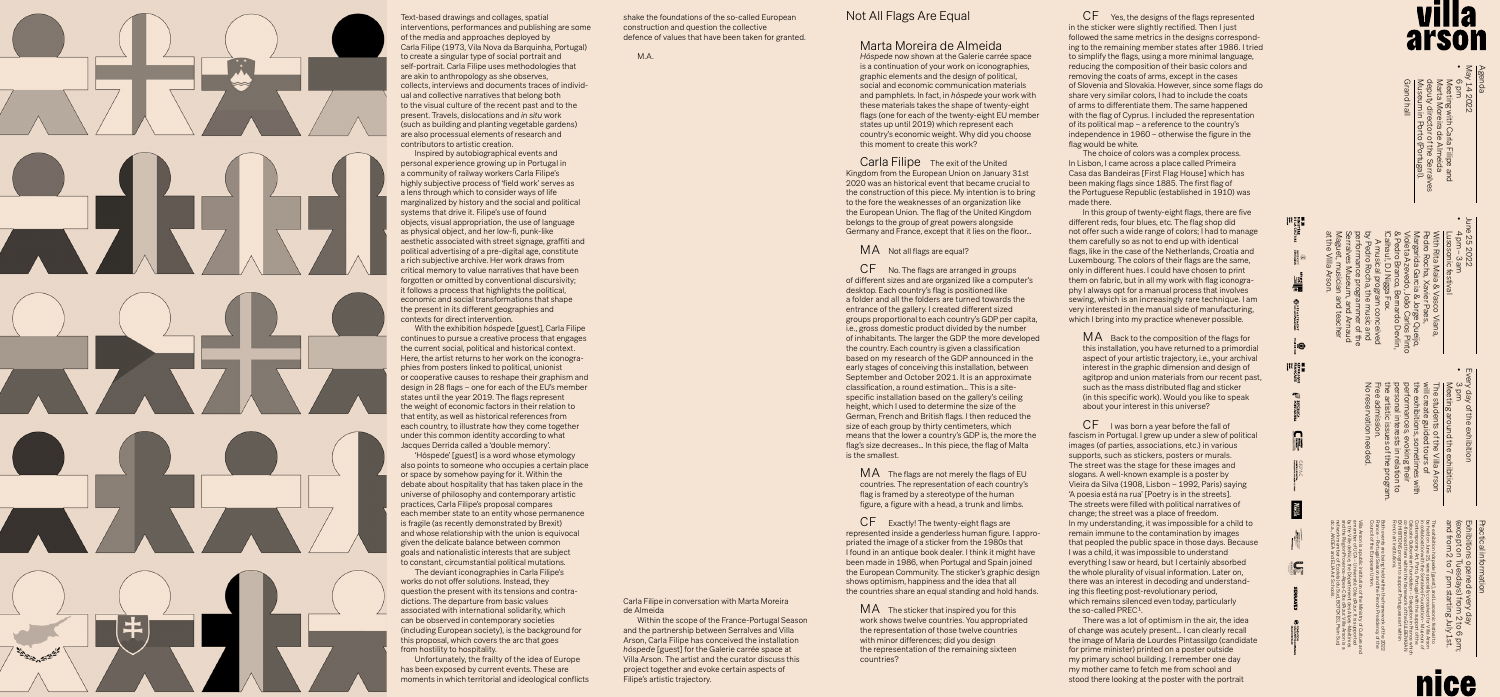Text-based drawings and collages, spatial interventions, performances and publishing are some of the media and approaches deployed by Carla Filipe (1973, Vila Nova da Barquinha, Portugal) to create a singular type of social portrait and self-portrait. Carla Filipe uses methodologies that are akin to anthropology as she observes, collects, interviews and documents traces of individual and collective narratives that belong both to the visual culture of the recent past and to the present. Travels, dislocations and *in situ* work (such as building and planting vegetable gardens) are also processual elements of research and contributors to artistic creation.

Inspired by autobiographical events and personal experience growing up in Portugal in a community of railway workers Carla Filipe's highly subjective process of 'field work' serves as a lens through which to consider ways of life marginalized by history and the social and political systems that drive it. Filipe's use of found objects, visual appropriation, the use of language as physical object, and her low-fi, punk-like aesthetic associated with street signage, graffiti and political advertising of a pre-digital age, constitute a rich subjective archive. Her work draws from critical memory to value narratives that have been forgotten or omitted by conventional discursivity; it follows a process that highlights the political, economic and social transformations that shape the present in its different geographies and contexts for direct intervention.

With the exhibition *hóspede* [guest], Carla Filipe continues to pursue a creative process that engages the current social, political and historical context. Here, the artist returns to her work on the iconographies from posters linked to political, unionist or cooperative causes to reshape their graphism and design in 28 flags – one for each of the EU's member states until the year 2019. The flags represent the weight of economic factors in their relation to that entity, as well as historical references from each country, to illustrate how they come together under this common identity according to what Jacques Derrida called a 'double memory'.

'Hóspede' [guest] is a word whose etymology also points to someone who occupies a certain place or space by somehow paying for it. Within the debate about hospitality that has taken place in the universe of philosophy and contemporary artistic practices, Carla Filipe's proposal compares each member state to an entity whose permanence is fragile (as recently demonstrated by Brexit) and whose relationship with the union is equivocal given the delicate balance between common goals and nationalistic interests that are subject to constant, circumstantial political mutations.

The deviant iconographies in Carla Filipe's works do not offer solutions. Instead, they question the present with its tensions and contradictions. The departure from basic values associated with international solidarity, which can be observed in contemporary societies (including European society), is the background for this proposal, which covers the arc that goes from hostility to hospitality.

Unfortunately, the frailty of the idea of Europe has been exposed by current events. These are moments in which territorial and ideological conflicts shake the foundations of the so-called European construction and question the collective defence of values that have been taken for granted.

M.A.

Carla Filipe in conversation with Marta Moreira de Almeida

Within the scope of the France-Portugal Season and the partnership between Serralves and Villa Arson, Carla Filipe has conceived the installation *hóspede* [guest] for the Galerie carrée space at Villa Arson. The artist and the curator discuss this project together and evoke certain aspects of Filipe's artistic trajectory.

# Not All Flags Are Equal

## Marta Moreira de Almeida

*Hóspede* now shown at the Galerie carrée space is a continuation of your work on iconographies, graphic elements and the design of political, social and economic communication materials and pamphlets. In fact, in *hóspede* your work with these materials takes the shape of twenty-eight flags (one for each of the twenty-eight EU member states up until 2019) which represent each country's economic weight. Why did you choose this moment to create this work?

## Carla Filipe

The exit of the United Kingdom from the European Union on January 31st 2020 was an historical event that became crucial to the construction of this piece. My intention is to bring to the fore the weaknesses of an organization like the European Union. The flag of the United Kingdom belongs to the group of great powers alongside Germany and France, except that it lies on the floor…

**MA** Not all flags are equal?

**CF** No. The flags are arranged in groups of different sizes and are organized like a computer's desktop. Each country's flag is positioned like a folder and all the folders are turned towards the entrance of the gallery. I created different sized groups proportional to each country's GDP per capita, i.e., gross domestic product divided by the number of inhabitants. The larger the GDP the more developed the country. Each country is given a classification based on my research of the GDP announced in the early stages of conceiving this installation, between September and October 2021. It is an approximate classification, a round estimation… This is a site-specific installation based on the gallery's ceiling height, which I used to determine the size of the German, French and British flags. I then reduced the size of each group by thirty centimeters, which means that the lower a country's GDP is, the more the flag's size decreases… In this piece, the flag of Malta is the smallest.

**MA** The flags are not merely the flags of EU countries. The representation of each country's flag is framed by a stereotype of the human figure, a figure with a head, a trunk and limbs.

**CF** Exactly! The twenty-eight flags are represented inside a genderless human figure. I appropriated the image of a sticker from the 1980s that I found in an antique book dealer. I think it might have been made in 1986, when Portugal and Spain joined the European Community. The sticker's graphic design shows optimism, happiness and the idea that all the countries share an equal standing and hold hands.

**MA** The sticker that inspired you for this work shows twelve countries. You appropriated the representation of those twelve countries with minor differences; did you design the representation of the remaining sixteen countries?

**CF** Yes, the designs of the flags represented in the sticker were slightly rectified. Then I just followed the same metrics in the designs corresponding to the remaining member states after 1986. I tried to simplify the flags, using a more minimal language, reducing the composition of their basic colors and removing the coats of arms, except in the cases of Slovenia and Slovakia. However, since some flags do share very similar colors, I had to include the coats of arms to differentiate them. The same happened with the flag of Cyprus. I included the representation of its political map – a reference to the country's independence in 1960 – otherwise the figure in the flag would be white.

The choice of colors was a complex process. In Lisbon, I came across a place called Primeira Casa das Bandeiras [First Flag House] which has been making flags since 1885. The first flag of the Portuguese Republic (established in 1910) was made there.

In this group of twenty-eight flags, there are five different reds, four blues, etc. The flag shop did not offer such a wide range of colors; I had to manage them carefully so as not to end up with identical flags, like in the case of the Netherlands, Croatia and Luxembourg. The colors of their flags are the same, only in different hues. I could have chosen to print them on fabric, but in all my work with flag iconography I always opt for a manual process that involves sewing, which is an increasingly rare technique. I am very interested in the manual side of manufacturing, which I bring into my practice whenever possible.

**MA** Back to the composition of the flags for this installation, you have returned to a primordial aspect of your artistic trajectory, i.e., your archival interest in the graphic dimension and design of agitprop and union materials from our recent past, such as the mass distributed flag and sticker (in this specific work). Would you like to speak about your interest in this universe?

**CF** I was born a year before the fall of fascism in Portugal. I grew up under a slew of political images (of parties, associations, etc.) in various supports, such as stickers, posters or murals. The street was the stage for these images and slogans. A well-known example is a poster by Vieira da Silva (1908, Lisbon – 1992, Paris) saying 'A poesia está na rua' [Poetry is in the streets]. The streets were filled with political narratives of change; the street was a place of freedom. In my understanding, it was impossible for a child to remain immune to the contamination by images that peopled the public space in those days. Because I was a child, it was impossible to understand everything I saw or heard, but I certainly absorbed the whole plurality of visual information. Later on, there was an interest in decoding and understanding this fleeting post-revolutionary period, which remains silenced even today, particularly the so-called PREC[1].

There was a lot of optimism in the air, the idea of change was acutely present… I can clearly recall the image of Maria de Lourdes Pintassilgo (candidate for prime minister) printed on a poster outside my primary school building. I remember one day my mother came to fetch me from school and stood there looking at the poster with the portrait

# villa arson

## Agenda

May 14, 2022
6 pm
Meeting with Carla Filipe and Marta Moreira de Almeida, deputy director of the Serralves Museum in Porto (Portugal).
Grand hall

June 25, 2022
4 pm – 3 am
Lusophonic festival
With Rita Maia & Vasco Viana, Pedro Rocha, Xinobi, Peter Margarida Garcia & Jorge Queijo, Violeta Azevedo, João Carlos Pinto & Pedro Bandeira, Bernardo Devlin, Chinaskee.
A musical program conceived by Pedro Rocha, the music and performance programmer of the Serralves Museum, and Arnaud Maguet, musician and teacher at the Villa Arson.

Every day of the exhibition
3 pm
Meeting around the exhibitions
The students of the Villa Arson will lead the guided tours of the exhibitions, sometimes with performances, evoking their personal interests in relation to the artistic issues of the program.
Free admission.
No reservation needed.

## Practical information

Exhibitions open every day (except on Tuesdays) from 2 to 6 pm, and from 2 to 7 pm starting July 1st.

# nice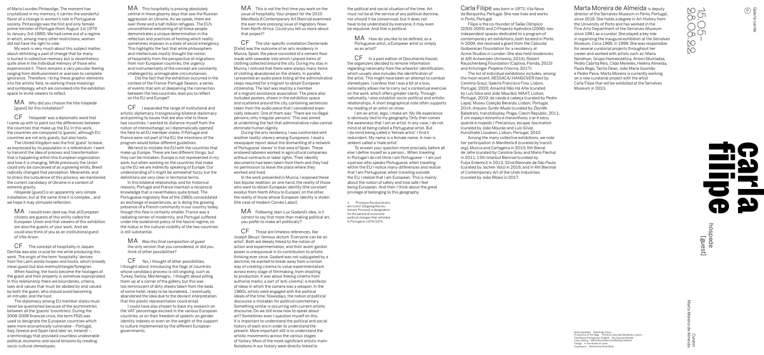of Maria Lourdes Pintassilgo. The moment has crystallized in my memory, it carries the wonderful flavor of a change in women's role in Portuguese society. Pintassilgo was the first and only female prime minister of Portugal (from August 1st 1979 to January 3rd 1980). We had come out of a regime in which, among many other restrictions, women did not have the right to vote.

My work is very much about this subject matter, about rethinking a past of change that for many is buried in collective memory but is nevertheless quite alive in the individual memory of those who experienced it. There remains a very peculiar feeling ranging from disillusionment or aversion to complete ignorance. Therefore, I bring these graphic elements into the artistic field, re-working those meanings and symbology, which are convoked into the exhibition space to invite viewers to reflect.

MA Why did you choose the title *hóspede* [guest] for this installation?

CF 'Hóspede' was a diplomatic word that I came up with to point out the differences between the countries that make up the EU. In this work, the countries are compared to 'guests', although EU countries are not only guests, but also hosts.

The United Kingdom was the first 'guest' to leave, as expressed by its population in a referendum. I want to transmit the idea of process and transformation that is happening within this European organization and how it is changing. While previously the Union could only be conceived of as a growing entity, Brexit radically changed that perception. Meanwhile, and to stress the turbulence of this process, we mentioned the current candidacy of Ukraine in a context of extreme gravity.

*Hóspede* [guest] is an apparently very simple installation, but at the same time it is complex... and we hope it may stimulate reflection.

MA I would even dare say that all European citizens are guests of this entity called the European Union and that viewers of this exhibition are also the guests of your work. And we could also think of you as an institutional guest of Villa Arson.

CF The concept of hospitality in Jacques Derrida was also crucial for me while producing this work. The origin of the term 'hospitality' derives from the Latin words *hospes* and *hostis*, which broadly mean guest but also enemy/stranger/foreigner.

When hosting, the hosts become the hostages of the guest and their property is somehow expropriated. In this relationship there are boundaries, criteria, laws and values that must be abided by and valued by both the guest, who should avoid becoming an intruder, and the host.

The diplomacy among EU member states must never be questioned because of the asymmetries between all the 'guests' (countries). During the 2008-2009 financial crisis, the term PIGS was used to designate the European countries which were more economically vulnerable – Portugal, Italy, Greece and Spain (and later on, Ireland) –, a terminology that provoked countless undesirable political, economic and social tensions by creating socio-cultural stereotypes.

MA This hospitality is proving absolutely central in these gloomy days that saw the Russian aggression on Ukraine. As we speak, there are over three and a half million refugees. The EU's unconditional welcoming of all these people demonstrates a unique determination in the reflection and practices of hosting which reality sometimes imposes in a state of social emergency. This highlights the fact that while philosophers and intellectuals mostly thought the notion of hospitality from the perspective of migrations from non-European countries, the urgency and instrumentality of the concept are constantly challenged by unimaginable circumstances.

Did the fact that the exhibition occurred in the context of the France-Portugal Season, a series of events that aim at deepening the connection between the two countries, lead you to reflect on the EU and Europe?

CF I expanded the range of institutional and artistic diplomacy, transgressing bilateral diplomacy and pointing to issues that are also vital to these two countries. I wanted to distance myself from the notion of interexchange, so I diplomatically opened the field to all EU member states. If Portugal and France were not part of the EU, the intentions of the program would follow different guidelines.

We tend to mistake the EU with the countries that make up Europe. These are two different things, but they can be mistaken. Europe is not represented in my work, but when working on the countries that make up the EU we are indirectly speaking of Europe. Our understanding of it might be somewhat fuzzy, but the definitions are very clear in territorial terms.

In this bilateral relationship, and for historical reasons, Portugal and France maintain a reciprocal knowledge that is nevertheless quite broad. The Portuguese migratory flow of the 1960s consolidated an exchange of experiences, as is doing the growing presence of a French community in our country today, though this flow is certainly smaller. France was a radiating center of modernity, and Portugal suffered under the isolationist policy of the fascist regime, so the hiatus in the cultural visibility of the two countries is still substantial.

MA Was this final composition of *guest* the only version that you considered, or did you think of other possibilities?

CF Yes, I thought of other possibilities. I thought about introducing the flags of countries whose candidacy process is still ongoing, such as Turkey, Serbia, Montenegro... I thought about piling them up at a corner of the gallery, but this was too reminiscent of dirty sheets taken from the beds of some hotel, ready to be laundered... I eventually abandoned the idea due to the deviant interpretation that this plastic representation could entail.

I could have also chosen to base my research on the VAT percentage excised in the various European countries, or on their freedom of speech; on gender identity indexes or even on the weight of the support to culture implemented by the different European governments.

MA This is not the first time you work on the issue of hospitality. Your project for the 2010 *Manifesta 8* Contemporary Art Biennial examined the ever more pressing issue of migratory flows from North Africa. Could you tell us more about that project?

CF The site-specific installation Desterrado [Exile] was the outcome of an arts residency in Murcia, Spain: the piece consisted of a cement floor made with seawater into which I placed items of clothing collected around the city. During my stay in Murcia, I noticed that there were always many items of clothing abandoned on the streets. In parallel, I presented an audio piece listing all the administrative steps required for a migrant to obtain European citizenship. The text was read by a member of a migrant assistance association. The piece also included posters, shown in the exhibition space and scattered around the city, containing sentences taken from the audio piece that I considered especially relevant. One of them was: 'There are no illegal persons; only irregular persons'. This was aimed at underlining the fact that administrative rules cannot eliminate human dignity.

During the arts residency, I was confronted with another reality: slavery among Europeans. I read a newspaper report about the dismantling of a network of Portuguese 'slaves' in that area of Spain. These enslaved laborers worked in agricultural companies without contracts or labor rights. Their identity documents had been taken from them and they had no permission to leave the place where they worked and lived.

In the work presented in Murcia, I exposed these two bipolar realities: on one hand, the reality of those who want to obtain European identity (the constant exodus from North Africa to Europe); on the other, the reality of those whose European identity is stolen (the case of modern Corvée Labor).

MA Following Jean-Luc Godard's idea, is it correct to say that you more than making political art, you prefer to make art politically?

CF Those are timeless references, like Joseph Beuys' famous dictum 'Everyone can be an artist'. Both are deeply linked to the notion of action and experimentation, and their avant-gardist power is unequivocal in its contribution to artistic thinking ever since. Godard was not subjugated by a doctrine; he wanted to break away from a certain way of creating cinema to value experimentalism across every stage of filmmaking, from shooting to production. It was about freeing cinema from authorial marks; a sort of 'anti-cinema'; a manifesto of ideas in which the camera was a weapon. In the 1960s, artists were engaged with the political ideals of the time. Nowadays, the notion of political discourse is mistaken for political commentary. Something similar is occurring with current artistic discourse. Do we still know how to speak about art? Sometimes even I question myself on this. It is important to understand the political and social history of each era in order to understand the present. More important still is to understand the artistic movements across the various stages of history. Most of the more significant artistic manifestations in our history were directly linked to the political and social situation of the time. Art must not be at the service of any political doctrine, nor should it be consensual, but it does not have to be understood by everyone, it may even be repulsive. And that is political.

MA How do you like to be defined, as a Portuguese artist, a European artist or simply as an artist?

CF In a past edition of Documenta Kassel, the organizers decided to remove information regarding nationality from the artworks' identification, which usually also includes the identification of the artist. This might have been an attempt to combat stereotypes. I confess that I was a bit at a loss, nationality allows me to carry out a contextual exercise on the work, which offers greater clarity. Through nationality, I also establish socio-political and artistic relationships. A short biographical note often supports my reading of an artist on show.

I am an artist, ergo, I make art. My life experience is obviously tied to my geography. Only then comes the awareness that I am an artist. In any case, I do not mind at all being called a Portuguese artist. But I do mind being called a 'female artist'. I find it redundant. My name is a female name. A man is seldom called a 'male artist'.

To answer your question more precisely, before all else I define myself as a person... When traveling in Portugal I do not think I am Portuguese – I am just a person who speaks Portuguese; when traveling within the EU I notice many differences and realize that I am Portuguese; when traveling outside the EU, I realize that I am European. This is mainly about the notion of safety and how safe I feel being European. And then I think about the great privilege of belonging to this geography.

1 'Processo Revolucionário em Curso' [Ongoing Revolutionary Process], a designation for the period of social and political changes that unfolded in Portugal in 1974/1975.

**Carla Filipe** was born in 1973, Vila Nova da Barquinha, Portugal. She now lives and works in Porto, Portugal.

Filipe is the co-founder of Salão Olímpico (2003-2005) and O Projecto Apêndice (2006), two independent spaces dedicated to a program of contemporary art exhibitions, both located in Porto. In 2009, she received a grant from the Calouste Gulbenkian Foundation for a residency at Acme Studios in London. She also held residencies at AIR Antwerpen (Antwerp, 2014), Robert Rauschenberg Foundation (Captiva, Florida, 2015) and Krinzinger Projekte (Vienna, 2017).

The list of individual exhibitions includes, among the most recent, *RESSACA / HANGOVER* (text by Carolina Grau), Galeria Francisco Fino, Lisbon, Portugal, 2020; *Amanhã Não Há Arte* (curated by Luís Silva and João Mourão), MAAT, Lisbon, Portugal, 2019; *da cauda à cabeça* (curated by Pedro Lapa), Museu Coleção Berardo, Lisbon, Portugal, 2014; *Arquivo Surdo-Mudo* (curated by Zbyněk Baladrán), tranzitdisplay, Praga, Czech Republic, 2011; *É um espaço estranho e maravilhoso, o ar é seco, quente e insípido / Precarious, escape, fascination* (curated by João Mourão and Luís Silva), Kunsthalle Lissabon, Lisbon, Portugal, 2010.

Among the many collective exhibitions, we note her participation in *Manifesta 8* (curated by tranzit.org), Murcia and Cartagena in 2010; 5th Bienal de Jafre (curated by Carolina Grau and Mario Flecha) in 2011; 13th Istanbul Biennial (curated by Fulya Erdemci) in 2013; 32nd Biennale de São Paulo (curated by Jochen Volz) in 2016; and in 4th Biennial of Contemporary Art of the Urals Industrials (curated by João Ribas) in 2017.

**Marta Moreira de Almeida** is deputy director of the Serralves Museum in Porto, Portugal, since 2018. She holds a degree in Art History from the University of Porto and has worked in the Fine Arts Department of the Serralves Museum since 1991 as a curator. She played a key role in organizing the inaugural exhibition at the Serralves Museum, *Circa 1968*, in 1999. She was responsible for several curatorial projects throughout her career and worked with artists such as: Maria Nordman, Grupo Homeostética, Antoni Muntadas, Pedro Cabrita Reis, Cildo Meireles, Helena Almeida, Paula Rego, Tacita Dean, João Maria Gusmão e Pedro Paiva. Marta Moreira is currently working on a new curatorial project with the artist Carla Filipe that will be exhibited at the Serralves Museum in 2023.

# carla filipe

hóspede [guest]

15.05–28.08.22

Galerie carrée

Curator Marta Moreira de Almeida

Artist assistant Hertender Alves
Production of the flags Primeira Casa das Bandeiras, Lisbon
Translation Portuguese–English Rui Cascais Parada
Copy editing Maria Burmester and Barbara Revera
Design In the shade of a tree
Impression Perfectrise-Photoffset